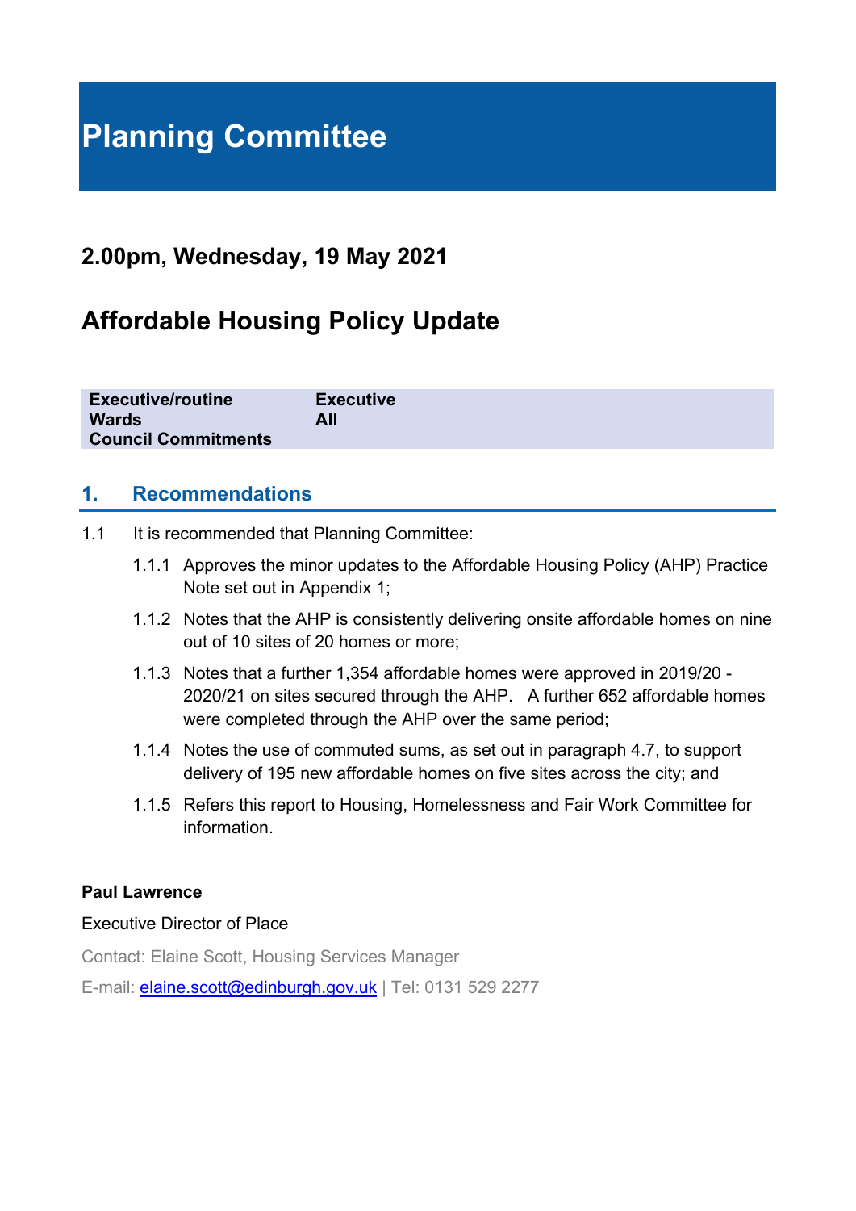# Planning Committee

## 2.00pm, Wednesday, 19 May 2021

# Affordable Housing Policy Update

| | |
|---|---|
| **Executive/routine** | **Executive** |
| **Wards** | **All** |
| **Council Commitments** | |

## 1. Recommendations

1.1 It is recommended that Planning Committee:

1.1.1 Approves the minor updates to the Affordable Housing Policy (AHP) Practice Note set out in Appendix 1;

1.1.2 Notes that the AHP is consistently delivering onsite affordable homes on nine out of 10 sites of 20 homes or more;

1.1.3 Notes that a further 1,354 affordable homes were approved in 2019/20 - 2020/21 on sites secured through the AHP. A further 652 affordable homes were completed through the AHP over the same period;

1.1.4 Notes the use of commuted sums, as set out in paragraph 4.7, to support delivery of 195 new affordable homes on five sites across the city; and

1.1.5 Refers this report to Housing, Homelessness and Fair Work Committee for information.

**Paul Lawrence**

Executive Director of Place

Contact: Elaine Scott, Housing Services Manager

E-mail: elaine.scott@edinburgh.gov.uk | Tel: 0131 529 2277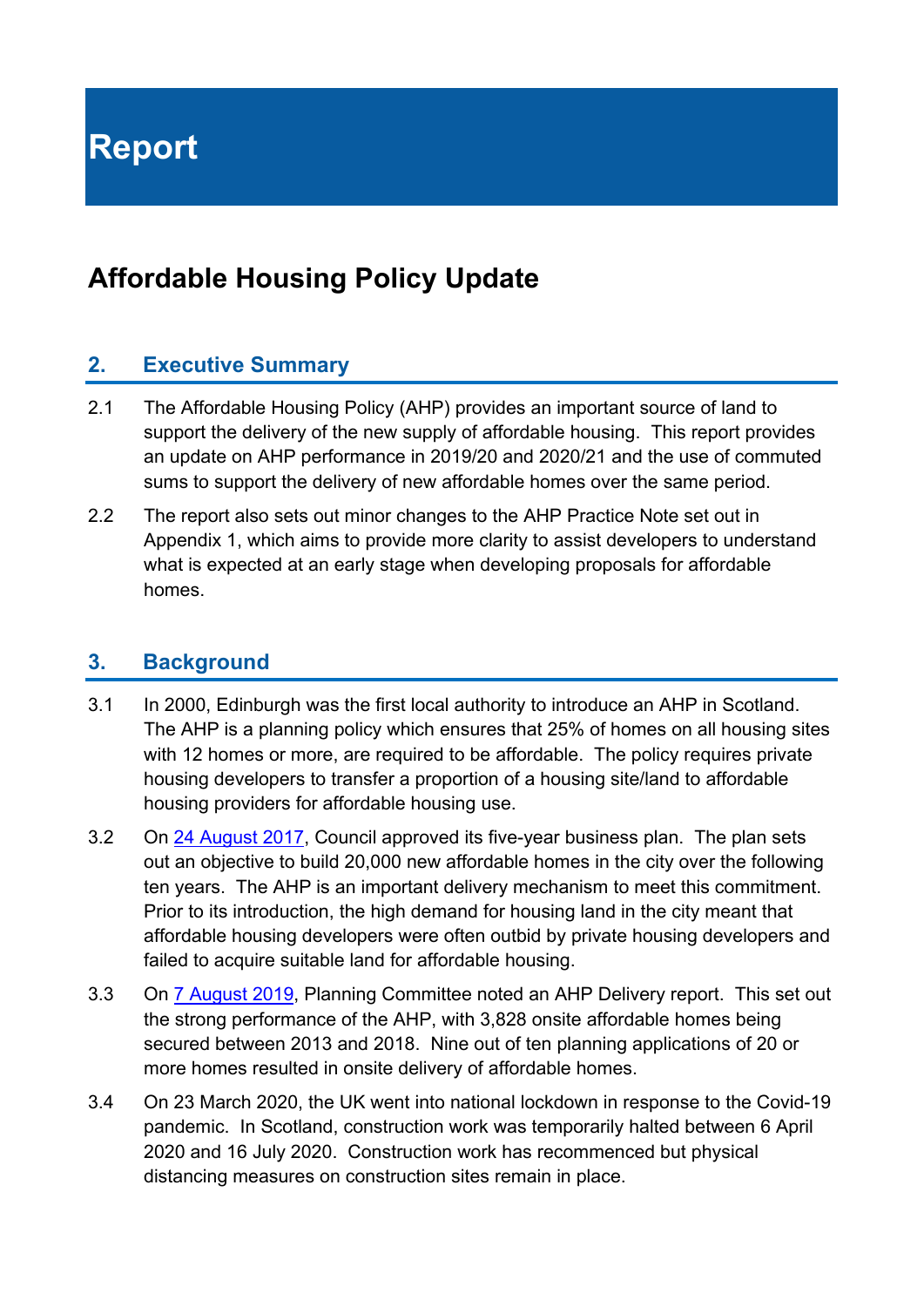# Report

## Affordable Housing Policy Update

### 2. Executive Summary

2.1 The Affordable Housing Policy (AHP) provides an important source of land to support the delivery of the new supply of affordable housing. This report provides an update on AHP performance in 2019/20 and 2020/21 and the use of commuted sums to support the delivery of new affordable homes over the same period.

2.2 The report also sets out minor changes to the AHP Practice Note set out in Appendix 1, which aims to provide more clarity to assist developers to understand what is expected at an early stage when developing proposals for affordable homes.

### 3. Background

3.1 In 2000, Edinburgh was the first local authority to introduce an AHP in Scotland. The AHP is a planning policy which ensures that 25% of homes on all housing sites with 12 homes or more, are required to be affordable. The policy requires private housing developers to transfer a proportion of a housing site/land to affordable housing providers for affordable housing use.

3.2 On 24 August 2017, Council approved its five-year business plan. The plan sets out an objective to build 20,000 new affordable homes in the city over the following ten years. The AHP is an important delivery mechanism to meet this commitment. Prior to its introduction, the high demand for housing land in the city meant that affordable housing developers were often outbid by private housing developers and failed to acquire suitable land for affordable housing.

3.3 On 7 August 2019, Planning Committee noted an AHP Delivery report. This set out the strong performance of the AHP, with 3,828 onsite affordable homes being secured between 2013 and 2018. Nine out of ten planning applications of 20 or more homes resulted in onsite delivery of affordable homes.

3.4 On 23 March 2020, the UK went into national lockdown in response to the Covid-19 pandemic. In Scotland, construction work was temporarily halted between 6 April 2020 and 16 July 2020. Construction work has recommenced but physical distancing measures on construction sites remain in place.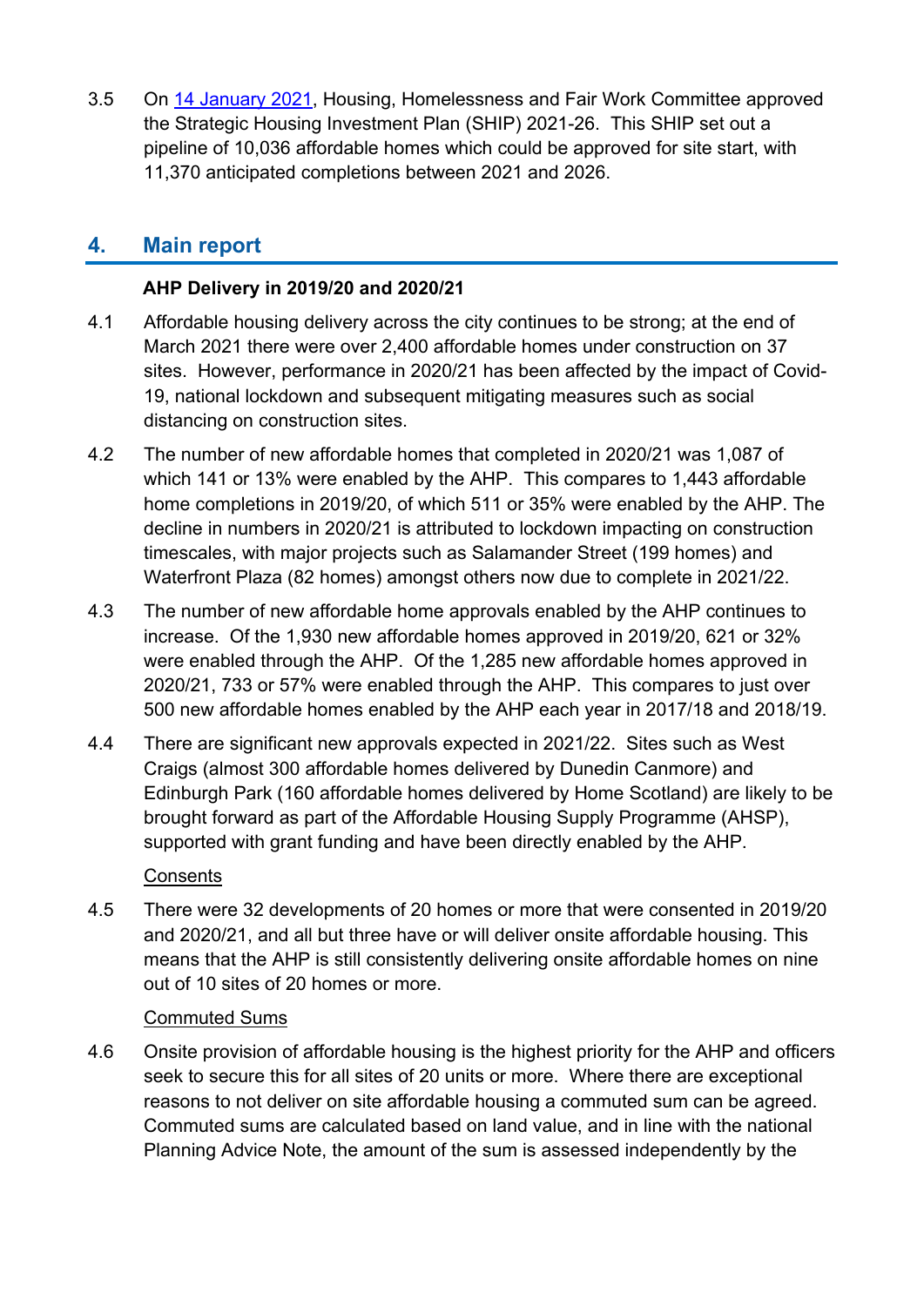3.5 On [14 January 2021](), Housing, Homelessness and Fair Work Committee approved the Strategic Housing Investment Plan (SHIP) 2021-26. This SHIP set out a pipeline of 10,036 affordable homes which could be approved for site start, with 11,370 anticipated completions between 2021 and 2026.

## 4. Main report

**AHP Delivery in 2019/20 and 2020/21**

4.1 Affordable housing delivery across the city continues to be strong; at the end of March 2021 there were over 2,400 affordable homes under construction on 37 sites. However, performance in 2020/21 has been affected by the impact of Covid-19, national lockdown and subsequent mitigating measures such as social distancing on construction sites.

4.2 The number of new affordable homes that completed in 2020/21 was 1,087 of which 141 or 13% were enabled by the AHP. This compares to 1,443 affordable home completions in 2019/20, of which 511 or 35% were enabled by the AHP. The decline in numbers in 2020/21 is attributed to lockdown impacting on construction timescales, with major projects such as Salamander Street (199 homes) and Waterfront Plaza (82 homes) amongst others now due to complete in 2021/22.

4.3 The number of new affordable home approvals enabled by the AHP continues to increase. Of the 1,930 new affordable homes approved in 2019/20, 621 or 32% were enabled through the AHP. Of the 1,285 new affordable homes approved in 2020/21, 733 or 57% were enabled through the AHP. This compares to just over 500 new affordable homes enabled by the AHP each year in 2017/18 and 2018/19.

4.4 There are significant new approvals expected in 2021/22. Sites such as West Craigs (almost 300 affordable homes delivered by Dunedin Canmore) and Edinburgh Park (160 affordable homes delivered by Home Scotland) are likely to be brought forward as part of the Affordable Housing Supply Programme (AHSP), supported with grant funding and have been directly enabled by the AHP.

Consents

4.5 There were 32 developments of 20 homes or more that were consented in 2019/20 and 2020/21, and all but three have or will deliver onsite affordable housing. This means that the AHP is still consistently delivering onsite affordable homes on nine out of 10 sites of 20 homes or more.

Commuted Sums

4.6 Onsite provision of affordable housing is the highest priority for the AHP and officers seek to secure this for all sites of 20 units or more. Where there are exceptional reasons to not deliver on site affordable housing a commuted sum can be agreed. Commuted sums are calculated based on land value, and in line with the national Planning Advice Note, the amount of the sum is assessed independently by the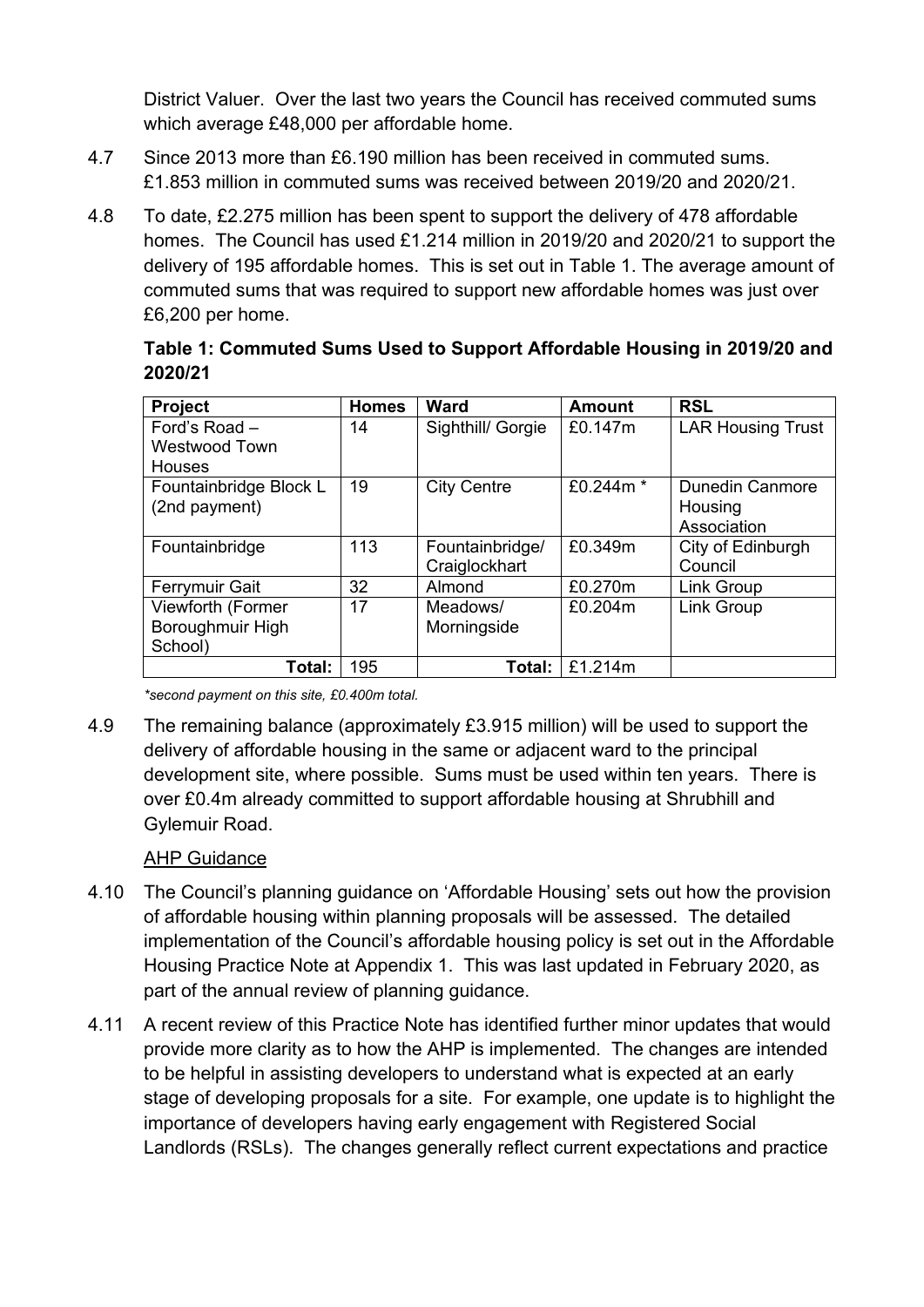District Valuer. Over the last two years the Council has received commuted sums which average £48,000 per affordable home.

4.7 Since 2013 more than £6.190 million has been received in commuted sums. £1.853 million in commuted sums was received between 2019/20 and 2020/21.

4.8 To date, £2.275 million has been spent to support the delivery of 478 affordable homes. The Council has used £1.214 million in 2019/20 and 2020/21 to support the delivery of 195 affordable homes. This is set out in Table 1. The average amount of commuted sums that was required to support new affordable homes was just over £6,200 per home.

**Table 1: Commuted Sums Used to Support Affordable Housing in 2019/20 and 2020/21**

| Project | Homes | Ward | Amount | RSL |
|---|---|---|---|---|
| Ford's Road – Westwood Town Houses | 14 | Sighthill/ Gorgie | £0.147m | LAR Housing Trust |
| Fountainbridge Block L (2nd payment) | 19 | City Centre | £0.244m * | Dunedin Canmore Housing Association |
| Fountainbridge | 113 | Fountainbridge/ Craiglockhart | £0.349m | City of Edinburgh Council |
| Ferrymuir Gait | 32 | Almond | £0.270m | Link Group |
| Viewforth (Former Boroughmuir High School) | 17 | Meadows/ Morningside | £0.204m | Link Group |
| **Total:** | 195 | **Total:** | £1.214m | |

*\*second payment on this site, £0.400m total.*

4.9 The remaining balance (approximately £3.915 million) will be used to support the delivery of affordable housing in the same or adjacent ward to the principal development site, where possible. Sums must be used within ten years. There is over £0.4m already committed to support affordable housing at Shrubhill and Gylemuir Road.

AHP Guidance

4.10 The Council's planning guidance on 'Affordable Housing' sets out how the provision of affordable housing within planning proposals will be assessed. The detailed implementation of the Council's affordable housing policy is set out in the Affordable Housing Practice Note at Appendix 1. This was last updated in February 2020, as part of the annual review of planning guidance.

4.11 A recent review of this Practice Note has identified further minor updates that would provide more clarity as to how the AHP is implemented. The changes are intended to be helpful in assisting developers to understand what is expected at an early stage of developing proposals for a site. For example, one update is to highlight the importance of developers having early engagement with Registered Social Landlords (RSLs). The changes generally reflect current expectations and practice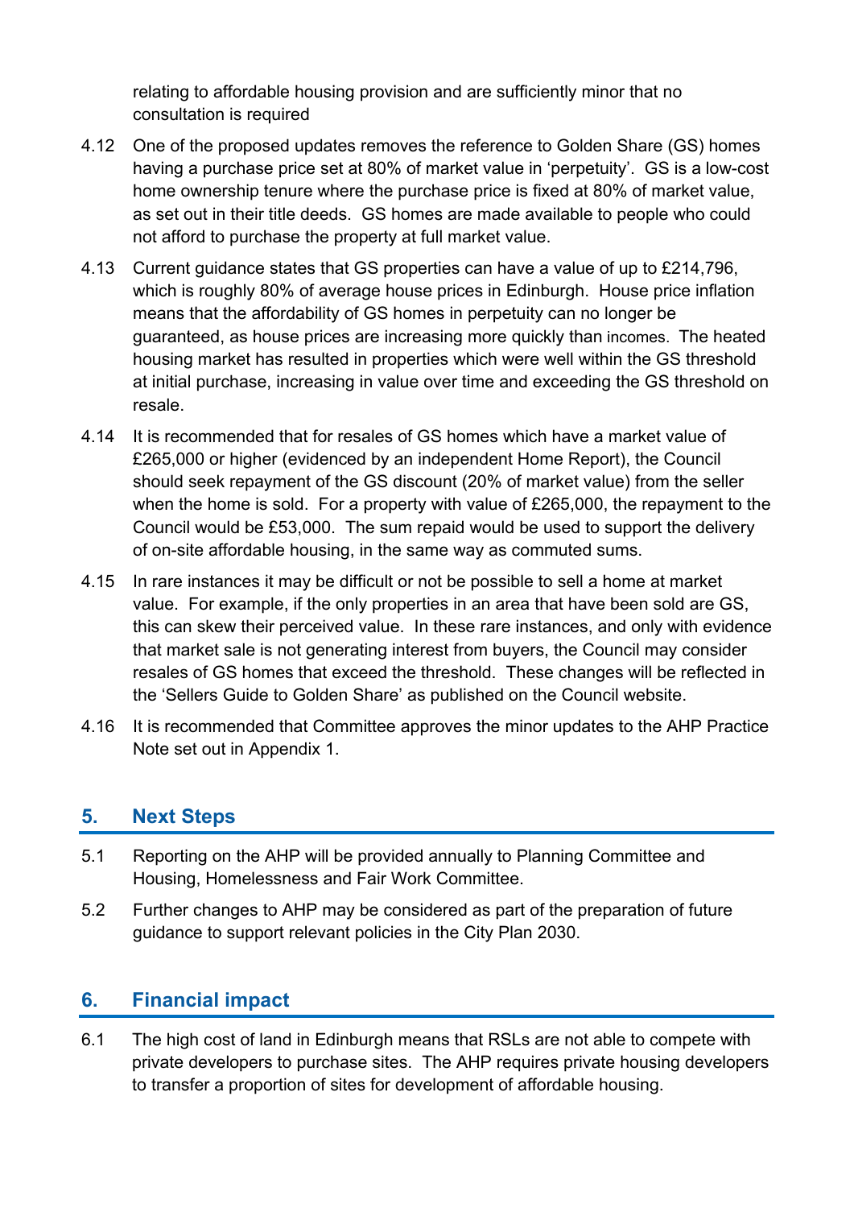relating to affordable housing provision and are sufficiently minor that no consultation is required

4.12 One of the proposed updates removes the reference to Golden Share (GS) homes having a purchase price set at 80% of market value in 'perpetuity'. GS is a low-cost home ownership tenure where the purchase price is fixed at 80% of market value, as set out in their title deeds. GS homes are made available to people who could not afford to purchase the property at full market value.

4.13 Current guidance states that GS properties can have a value of up to £214,796, which is roughly 80% of average house prices in Edinburgh. House price inflation means that the affordability of GS homes in perpetuity can no longer be guaranteed, as house prices are increasing more quickly than incomes. The heated housing market has resulted in properties which were well within the GS threshold at initial purchase, increasing in value over time and exceeding the GS threshold on resale.

4.14 It is recommended that for resales of GS homes which have a market value of £265,000 or higher (evidenced by an independent Home Report), the Council should seek repayment of the GS discount (20% of market value) from the seller when the home is sold. For a property with value of £265,000, the repayment to the Council would be £53,000. The sum repaid would be used to support the delivery of on-site affordable housing, in the same way as commuted sums.

4.15 In rare instances it may be difficult or not be possible to sell a home at market value. For example, if the only properties in an area that have been sold are GS, this can skew their perceived value. In these rare instances, and only with evidence that market sale is not generating interest from buyers, the Council may consider resales of GS homes that exceed the threshold. These changes will be reflected in the 'Sellers Guide to Golden Share' as published on the Council website.

4.16 It is recommended that Committee approves the minor updates to the AHP Practice Note set out in Appendix 1.

## 5. Next Steps

5.1 Reporting on the AHP will be provided annually to Planning Committee and Housing, Homelessness and Fair Work Committee.

5.2 Further changes to AHP may be considered as part of the preparation of future guidance to support relevant policies in the City Plan 2030.

## 6. Financial impact

6.1 The high cost of land in Edinburgh means that RSLs are not able to compete with private developers to purchase sites. The AHP requires private housing developers to transfer a proportion of sites for development of affordable housing.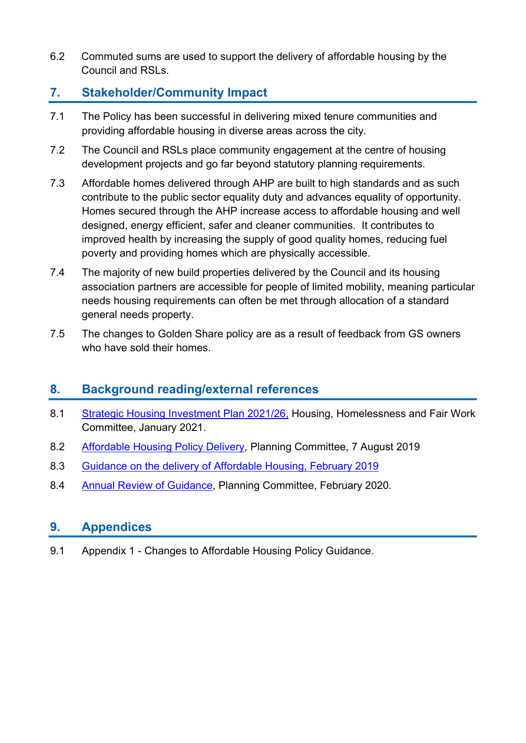6.2 Commuted sums are used to support the delivery of affordable housing by the Council and RSLs.

## 7. Stakeholder/Community Impact

7.1 The Policy has been successful in delivering mixed tenure communities and providing affordable housing in diverse areas across the city.

7.2 The Council and RSLs place community engagement at the centre of housing development projects and go far beyond statutory planning requirements.

7.3 Affordable homes delivered through AHP are built to high standards and as such contribute to the public sector equality duty and advances equality of opportunity. Homes secured through the AHP increase access to affordable housing and well designed, energy efficient, safer and cleaner communities. It contributes to improved health by increasing the supply of good quality homes, reducing fuel poverty and providing homes which are physically accessible.

7.4 The majority of new build properties delivered by the Council and its housing association partners are accessible for people of limited mobility, meaning particular needs housing requirements can often be met through allocation of a standard general needs property.

7.5 The changes to Golden Share policy are as a result of feedback from GS owners who have sold their homes.

## 8. Background reading/external references

8.1 Strategic Housing Investment Plan 2021/26, Housing, Homelessness and Fair Work Committee, January 2021.

8.2 Affordable Housing Policy Delivery, Planning Committee, 7 August 2019

8.3 Guidance on the delivery of Affordable Housing, February 2019

8.4 Annual Review of Guidance, Planning Committee, February 2020.

## 9. Appendices

9.1 Appendix 1 - Changes to Affordable Housing Policy Guidance.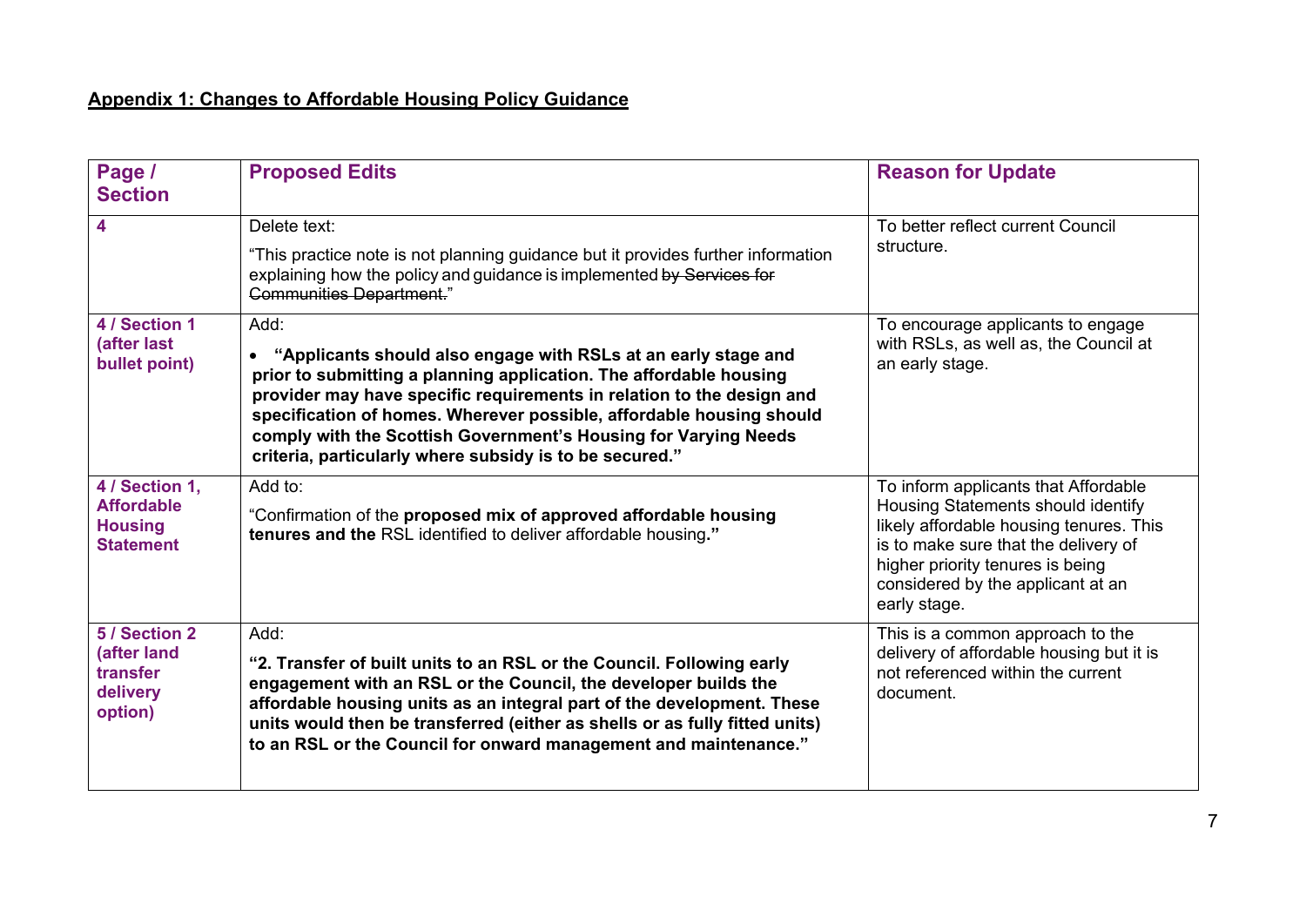**Appendix 1: Changes to Affordable Housing Policy Guidance**

| Page / Section | Proposed Edits | Reason for Update |
|---|---|---|
| **4** | Delete text:<br><br>"This practice note is not planning guidance but it provides further information explaining how the policy and guidance is implemented ~~by Services for Communities Department.~~" | To better reflect current Council structure. |
| **4 / Section 1 (after last bullet point)** | Add:<br><br>• **"Applicants should also engage with RSLs at an early stage and prior to submitting a planning application. The affordable housing provider may have specific requirements in relation to the design and specification of homes. Wherever possible, affordable housing should comply with the Scottish Government's Housing for Varying Needs criteria, particularly where subsidy is to be secured."** | To encourage applicants to engage with RSLs, as well as, the Council at an early stage. |
| **4 / Section 1, Affordable Housing Statement** | Add to:<br><br>"Confirmation of the **proposed mix of approved affordable housing tenures and the** RSL identified to deliver affordable housing**."** | To inform applicants that Affordable Housing Statements should identify likely affordable housing tenures. This is to make sure that the delivery of higher priority tenures is being considered by the applicant at an early stage. |
| **5 / Section 2 (after land transfer delivery option)** | Add:<br><br>**"2. Transfer of built units to an RSL or the Council. Following early engagement with an RSL or the Council, the developer builds the affordable housing units as an integral part of the development. These units would then be transferred (either as shells or as fully fitted units) to an RSL or the Council for onward management and maintenance."** | This is a common approach to the delivery of affordable housing but it is not referenced within the current document. |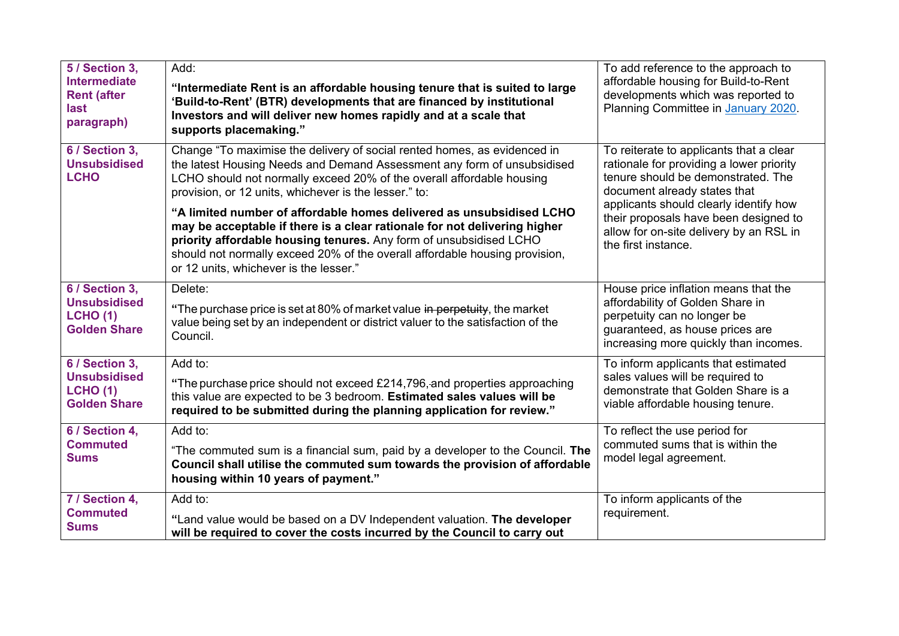| | | |
|---|---|---|
| **5 / Section 3, Intermediate Rent (after last paragraph)** | Add:<br><br>**"Intermediate Rent is an affordable housing tenure that is suited to large 'Build-to-Rent' (BTR) developments that are financed by institutional Investors and will deliver new homes rapidly and at a scale that supports placemaking."** | To add reference to the approach to affordable housing for Build-to-Rent developments which was reported to Planning Committee in January 2020. |
| **6 / Section 3, Unsubsidised LCHO** | Change "To maximise the delivery of social rented homes, as evidenced in the latest Housing Needs and Demand Assessment any form of unsubsidised LCHO should not normally exceed 20% of the overall affordable housing provision, or 12 units, whichever is the lesser." to:<br><br>**"A limited number of affordable homes delivered as unsubsidised LCHO may be acceptable if there is a clear rationale for not delivering higher priority affordable housing tenures.** Any form of unsubsidised LCHO should not normally exceed 20% of the overall affordable housing provision, or 12 units, whichever is the lesser." | To reiterate to applicants that a clear rationale for providing a lower priority tenure should be demonstrated. The document already states that applicants should clearly identify how their proposals have been designed to allow for on-site delivery by an RSL in the first instance. |
| **6 / Section 3, Unsubsidised LCHO (1) Golden Share** | Delete:<br><br>"The purchase price is set at 80% of market value ~~in perpetuity~~, the market value being set by an independent or district valuer to the satisfaction of the Council. | House price inflation means that the affordability of Golden Share in perpetuity can no longer be guaranteed, as house prices are increasing more quickly than incomes. |
| **6 / Section 3, Unsubsidised LCHO (1) Golden Share** | Add to:<br><br>"The purchase price should not exceed £214,796,~~-~~and properties approaching this value are expected to be 3 bedroom. **Estimated sales values will be required to be submitted during the planning application for review."** | To inform applicants that estimated sales values will be required to demonstrate that Golden Share is a viable affordable housing tenure. |
| **6 / Section 4, Commuted Sums** | Add to:<br><br>"The commuted sum is a financial sum, paid by a developer to the Council. **The Council shall utilise the commuted sum towards the provision of affordable housing within 10 years of payment."** | To reflect the use period for commuted sums that is within the model legal agreement. |
| **7 / Section 4, Commuted Sums** | Add to:<br><br>"Land value would be based on a DV Independent valuation. **The developer will be required to cover the costs incurred by the Council to carry out** | To inform applicants of the requirement. |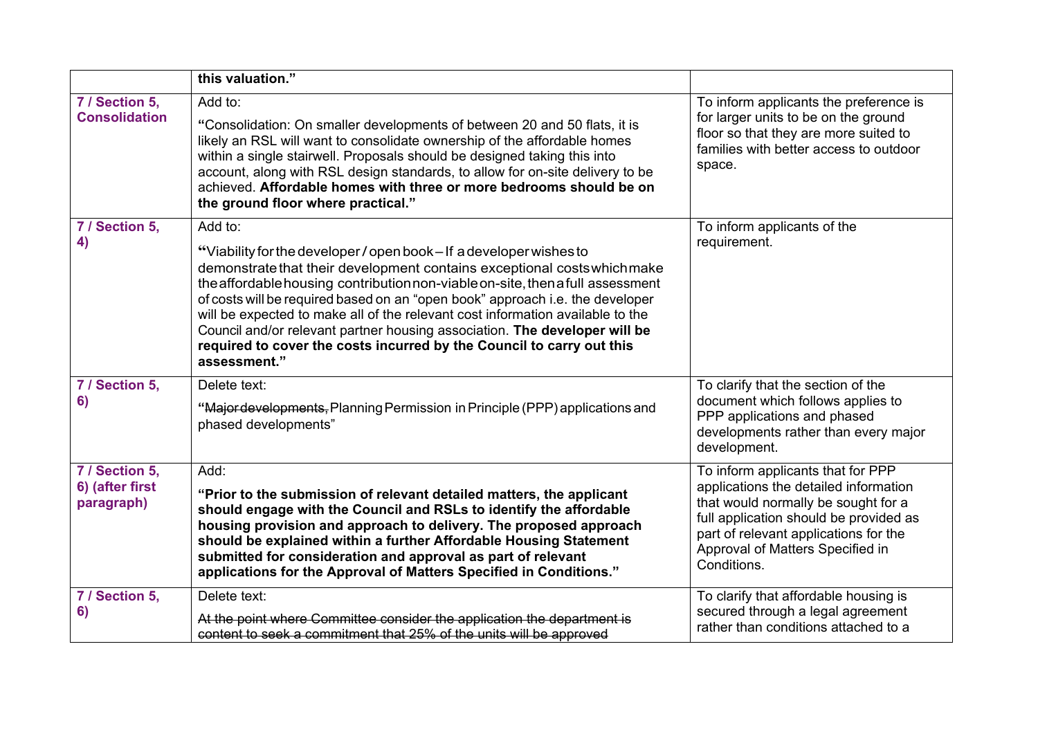| | | |
|---|---|---|
| | **this valuation."** | |
| **7 / Section 5, Consolidation** | Add to:<br><br>"Consolidation: On smaller developments of between 20 and 50 flats, it is likely an RSL will want to consolidate ownership of the affordable homes within a single stairwell. Proposals should be designed taking this into account, along with RSL design standards, to allow for on-site delivery to be achieved. **Affordable homes with three or more bedrooms should be on the ground floor where practical."** | To inform applicants the preference is for larger units to be on the ground floor so that they are more suited to families with better access to outdoor space. |
| **7 / Section 5, 4)** | Add to:<br><br>"Viability for the developer / open book – If a developer wishes to demonstrate that their development contains exceptional costs which make the affordable housing contribution non-viable on-site, then a full assessment of costs will be required based on an "open book" approach i.e. the developer will be expected to make all of the relevant cost information available to the Council and/or relevant partner housing association. **The developer will be required to cover the costs incurred by the Council to carry out this assessment."** | To inform applicants of the requirement. |
| **7 / Section 5, 6)** | Delete text:<br><br>"~~Major developments,~~ Planning Permission in Principle (PPP) applications and phased developments" | To clarify that the section of the document which follows applies to PPP applications and phased developments rather than every major development. |
| **7 / Section 5, 6) (after first paragraph)** | Add:<br><br>**"Prior to the submission of relevant detailed matters, the applicant should engage with the Council and RSLs to identify the affordable housing provision and approach to delivery. The proposed approach should be explained within a further Affordable Housing Statement submitted for consideration and approval as part of relevant applications for the Approval of Matters Specified in Conditions."** | To inform applicants that for PPP applications the detailed information that would normally be sought for a full application should be provided as part of relevant applications for the Approval of Matters Specified in Conditions. |
| **7 / Section 5, 6)** | Delete text:<br><br>~~At the point where Committee consider the application the department is content to seek a commitment that 25% of the units will be approved~~ | To clarify that affordable housing is secured through a legal agreement rather than conditions attached to a |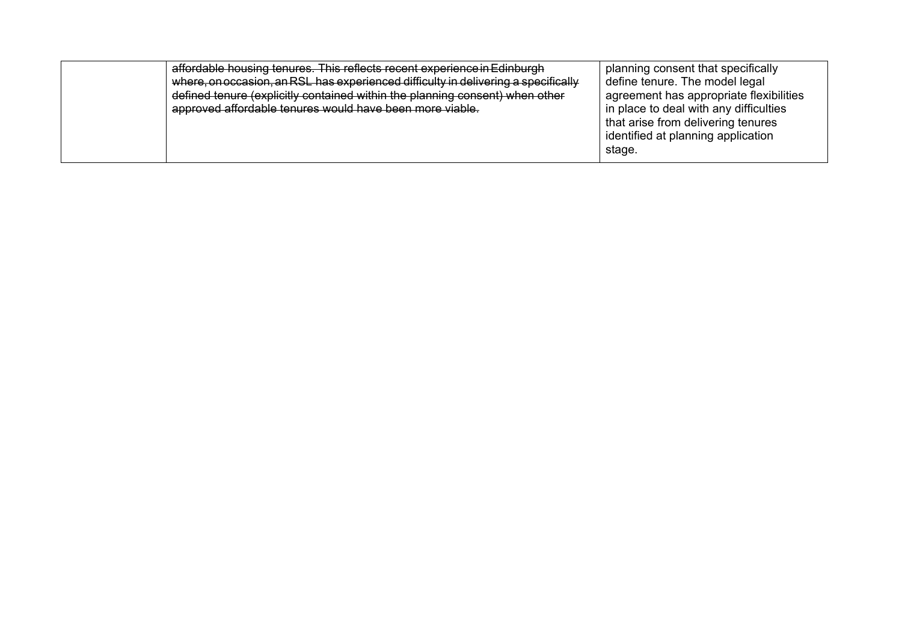| | | |
|---|---|---|
| | ~~affordable housing tenures. This reflects recent experience in Edinburgh where, on occasion, an RSL has experienced difficulty in delivering a specifically defined tenure (explicitly contained within the planning consent) when other approved affordable tenures would have been more viable.~~ | planning consent that specifically define tenure. The model legal agreement has appropriate flexibilities in place to deal with any difficulties that arise from delivering tenures identified at planning application stage. |